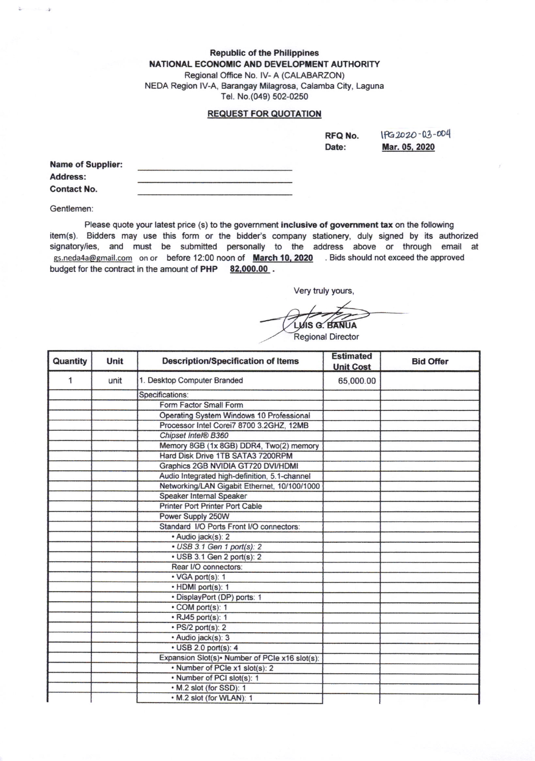**Republic of the Philippines**
**NATIONAL ECONOMIC AND DEVELOPMENT AUTHORITY**
Regional Office No. IV- A (CALABARZON)
NEDA Region IV-A, Barangay Milagrosa, Calamba City, Laguna
Tel. No.(049) 502-0250

## REQUEST FOR QUOTATION

**RFQ No.** IPG2020-03-004
**Date:** **Mar. 05, 2020**

**Name of Supplier:** ______________________
**Address:** ______________________
**Contact No.** ______________________

Gentlemen:

Please quote your latest price (s) to the government **inclusive of government tax** on the following item(s). Bidders may use this form or the bidder's company stationery, duly signed by its authorized signatory/ies, and must be submitted personally to the address above or through email at gs.neda4a@gmail.com on or before 12:00 noon of **March 10, 2020** . Bids should not exceed the approved budget for the contract in the amount of **PHP 82,000.00** .

Very truly yours,

LUIS G. BANUA
Regional Director

| Quantity | Unit | Description/Specification of Items | Estimated Unit Cost | Bid Offer |
|---|---|---|---|---|
| 1 | unit | 1. Desktop Computer Branded | 65,000.00 | |
| | | Specifications: | | |
| | | Form Factor Small Form | | |
| | | Operating System Windows 10 Professional | | |
| | | Processor Intel Corei7 8700 3.2GHZ, 12MB | | |
| | | *Chipset Intel® B360* | | |
| | | Memory 8GB (1x 8GB) DDR4, Two(2) memory | | |
| | | Hard Disk Drive 1TB SATA3 7200RPM | | |
| | | Graphics 2GB NVIDIA GT720 DVI/HDMI | | |
| | | Audio Integrated high-definition, 5.1-channel | | |
| | | Networking/LAN Gigabit Ethernet, 10/100/1000 | | |
| | | Speaker Internal Speaker | | |
| | | Printer Port Printer Port Cable | | |
| | | Power Supply 250W | | |
| | | Standard I/O Ports Front I/O connectors: | | |
| | | • Audio jack(s): 2 | | |
| | | • *USB 3.1 Gen 1 port(s): 2* | | |
| | | • USB 3.1 Gen 2 port(s): 2 | | |
| | | Rear I/O connectors: | | |
| | | • VGA port(s): 1 | | |
| | | • HDMI port(s): 1 | | |
| | | • DisplayPort (DP) ports: 1 | | |
| | | • COM port(s): 1 | | |
| | | • RJ45 port(s): 1 | | |
| | | • PS/2 port(s): 2 | | |
| | | • Audio jack(s): 3 | | |
| | | • USB 2.0 port(s): 4 | | |
| | | Expansion Slot(s)• Number of PCIe x16 slot(s): | | |
| | | • Number of PCIe x1 slot(s): 2 | | |
| | | • Number of PCI slot(s): 1 | | |
| | | • M.2 slot (for SSD): 1 | | |
| | | • M.2 slot (for WLAN): 1 | | |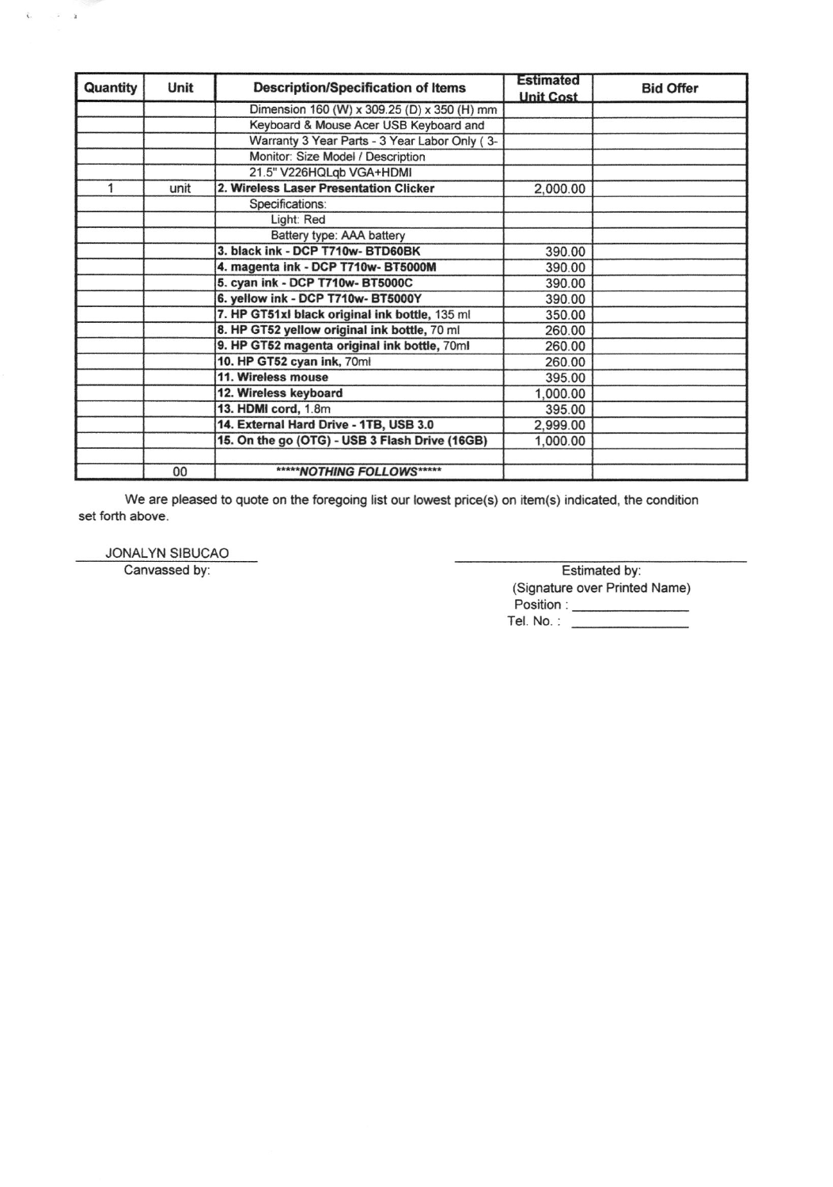| Quantity | Unit | Description/Specification of Items | Estimated Unit Cost | Bid Offer |
|---|---|---|---|---|
| | | Dimension 160 (W) x 309.25 (D) x 350 (H) mm | | |
| | | Keyboard & Mouse Acer USB Keyboard and | | |
| | | Warranty 3 Year Parts - 3 Year Labor Only ( 3- | | |
| | | Monitor: Size Model / Description | | |
| | | 21.5" V226HQLqb VGA+HDMI | | |
| 1 | unit | **2. Wireless Laser Presentation Clicker** | 2,000.00 | |
| | | Specifications: | | |
| | | Light: Red | | |
| | | Battery type: AAA battery | | |
| | | **3. black ink - DCP T710w- BTD60BK** | 390.00 | |
| | | **4. magenta ink - DCP T710w- BT5000M** | 390.00 | |
| | | **5. cyan ink - DCP T710w- BT5000C** | 390.00 | |
| | | **6. yellow ink - DCP T710w- BT5000Y** | 390.00 | |
| | | **7. HP GT51xl black original ink bottle,** 135 ml | 350.00 | |
| | | **8. HP GT52 yellow original ink bottle,** 70 ml | 260.00 | |
| | | **9. HP GT52 magenta original ink bottle,** 70ml | 260.00 | |
| | | **10. HP GT52 cyan ink,** 70ml | 260.00 | |
| | | **11. Wireless mouse** | 395.00 | |
| | | **12. Wireless keyboard** | 1,000.00 | |
| | | **13. HDMI cord,** 1.8m | 395.00 | |
| | | **14. External Hard Drive - 1TB, USB 3.0** | 2,999.00 | |
| | | **15. On the go (OTG) - USB 3 Flash Drive (16GB)** | 1,000.00 | |
| | | | | |
| | 00 | ***\*\*\*\*\*NOTHING FOLLOWS\*\*\*\*\**** | | |

We are pleased to quote on the foregoing list our lowest price(s) on item(s) indicated, the condition set forth above.

JONALYN SIBUCAO
Canvassed by:

_______________________
Estimated by:
(Signature over Printed Name)
Position : _______________
Tel. No. : _______________